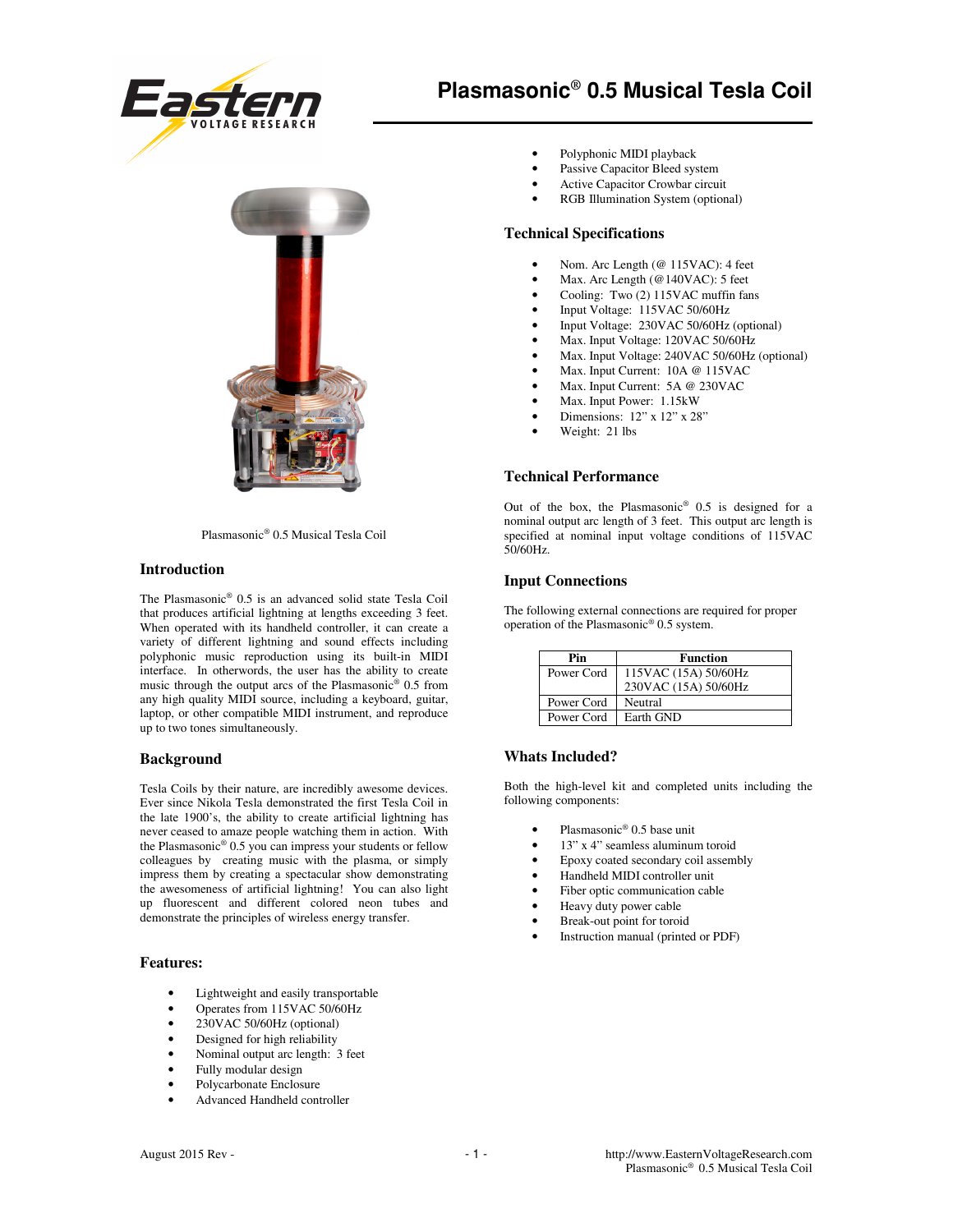# Plasmasonic® 0.5 Musical Tesla Coil

Plasmasonic® 0.5 Musical Tesla Coil

## Introduction

The Plasmasonic® 0.5 is an advanced solid state Tesla Coil that produces artificial lightning at lengths exceeding 3 feet. When operated with its handheld controller, it can create a variety of different lightning and sound effects including polyphonic music reproduction using its built-in MIDI interface. In otherwords, the user has the ability to create music through the output arcs of the Plasmasonic® 0.5 from any high quality MIDI source, including a keyboard, guitar, laptop, or other compatible MIDI instrument, and reproduce up to two tones simultaneously.

## Background

Tesla Coils by their nature, are incredibly awesome devices. Ever since Nikola Tesla demonstrated the first Tesla Coil in the late 1900's, the ability to create artificial lightning has never ceased to amaze people watching them in action. With the Plasmasonic® 0.5 you can impress your students or fellow colleagues by creating music with the plasma, or simply impress them by creating a spectacular show demonstrating the awesomeness of artificial lightning! You can also light up fluorescent and different colored neon tubes and demonstrate the principles of wireless energy transfer.

## Features:

- Lightweight and easily transportable
- Operates from 115VAC 50/60Hz
- 230VAC 50/60Hz (optional)
- Designed for high reliability
- Nominal output arc length: 3 feet
- Fully modular design
- Polycarbonate Enclosure
- Advanced Handheld controller
- Polyphonic MIDI playback
- Passive Capacitor Bleed system
- Active Capacitor Crowbar circuit
- RGB Illumination System (optional)

## Technical Specifications

- Nom. Arc Length (@ 115VAC): 4 feet
- Max. Arc Length (@140VAC): 5 feet
- Cooling: Two (2) 115VAC muffin fans
- Input Voltage: 115VAC 50/60Hz
- Input Voltage: 230VAC 50/60Hz (optional)
- Max. Input Voltage: 120VAC 50/60Hz
- Max. Input Voltage: 240VAC 50/60Hz (optional)
- Max. Input Current: 10A @ 115VAC
- Max. Input Current: 5A @ 230VAC
- Max. Input Power: 1.15kW
- Dimensions: 12" x 12" x 28"
- Weight: 21 lbs

## Technical Performance

Out of the box, the Plasmasonic® 0.5 is designed for a nominal output arc length of 3 feet. This output arc length is specified at nominal input voltage conditions of 115VAC 50/60Hz.

## Input Connections

The following external connections are required for proper operation of the Plasmasonic® 0.5 system.

| Pin | Function |
|---|---|
| Power Cord | 115VAC (15A) 50/60Hz<br>230VAC (15A) 50/60Hz |
| Power Cord | Neutral |
| Power Cord | Earth GND |

## Whats Included?

Both the high-level kit and completed units including the following components:

- Plasmasonic® 0.5 base unit
- 13" x 4" seamless aluminum toroid
- Epoxy coated secondary coil assembly
- Handheld MIDI controller unit
- Fiber optic communication cable
- Heavy duty power cable
- Break-out point for toroid
- Instruction manual (printed or PDF)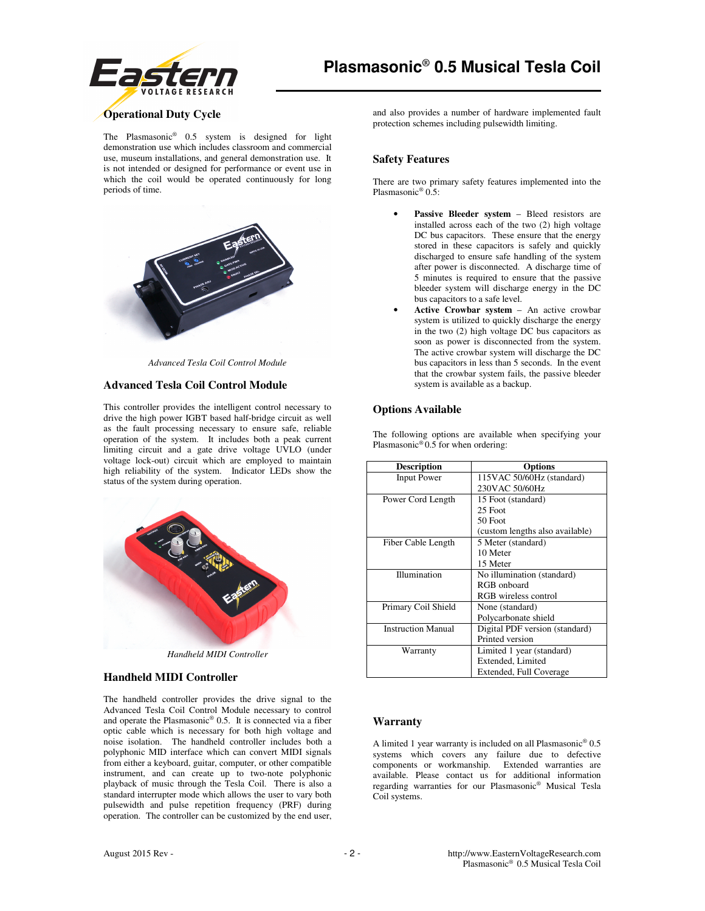## Operational Duty Cycle

The Plasmasonic® 0.5 system is designed for light demonstration use which includes classroom and commercial use, museum installations, and general demonstration use. It is not intended or designed for performance or event use in which the coil would be operated continuously for long periods of time.

*Advanced Tesla Coil Control Module*

## Advanced Tesla Coil Control Module

This controller provides the intelligent control necessary to drive the high power IGBT based half-bridge circuit as well as the fault processing necessary to ensure safe, reliable operation of the system. It includes both a peak current limiting circuit and a gate drive voltage UVLO (under voltage lock-out) circuit which are employed to maintain high reliability of the system. Indicator LEDs show the status of the system during operation.

*Handheld MIDI Controller*

## Handheld MIDI Controller

The handheld controller provides the drive signal to the Advanced Tesla Coil Control Module necessary to control and operate the Plasmasonic® 0.5. It is connected via a fiber optic cable which is necessary for both high voltage and noise isolation. The handheld controller includes both a polyphonic MID interface which can convert MIDI signals from either a keyboard, guitar, computer, or other compatible instrument, and can create up to two-note polyphonic playback of music through the Tesla Coil. There is also a standard interrupter mode which allows the user to vary both pulsewidth and pulse repetition frequency (PRF) during operation. The controller can be customized by the end user, and also provides a number of hardware implemented fault protection schemes including pulsewidth limiting.

## Safety Features

There are two primary safety features implemented into the Plasmasonic® 0.5:

- **Passive Bleeder system** – Bleed resistors are installed across each of the two (2) high voltage DC bus capacitors. These ensure that the energy stored in these capacitors is safely and quickly discharged to ensure safe handling of the system after power is disconnected. A discharge time of 5 minutes is required to ensure that the passive bleeder system will discharge energy in the DC bus capacitors to a safe level.
- **Active Crowbar system** – An active crowbar system is utilized to quickly discharge the energy in the two (2) high voltage DC bus capacitors as soon as power is disconnected from the system. The active crowbar system will discharge the DC bus capacitors in less than 5 seconds. In the event that the crowbar system fails, the passive bleeder system is available as a backup.

## Options Available

The following options are available when specifying your Plasmasonic® 0.5 for when ordering:

| Description | Options |
|---|---|
| Input Power | 115VAC 50/60Hz (standard)<br>230VAC 50/60Hz |
| Power Cord Length | 15 Foot (standard)<br>25 Foot<br>50 Foot<br>(custom lengths also available) |
| Fiber Cable Length | 5 Meter (standard)<br>10 Meter<br>15 Meter |
| Illumination | No illumination (standard)<br>RGB onboard<br>RGB wireless control |
| Primary Coil Shield | None (standard)<br>Polycarbonate shield |
| Instruction Manual | Digital PDF version (standard)<br>Printed version |
| Warranty | Limited 1 year (standard)<br>Extended, Limited<br>Extended, Full Coverage |

## Warranty

A limited 1 year warranty is included on all Plasmasonic® 0.5 systems which covers any failure due to defective components or workmanship. Extended warranties are available. Please contact us for additional information regarding warranties for our Plasmasonic® Musical Tesla Coil systems.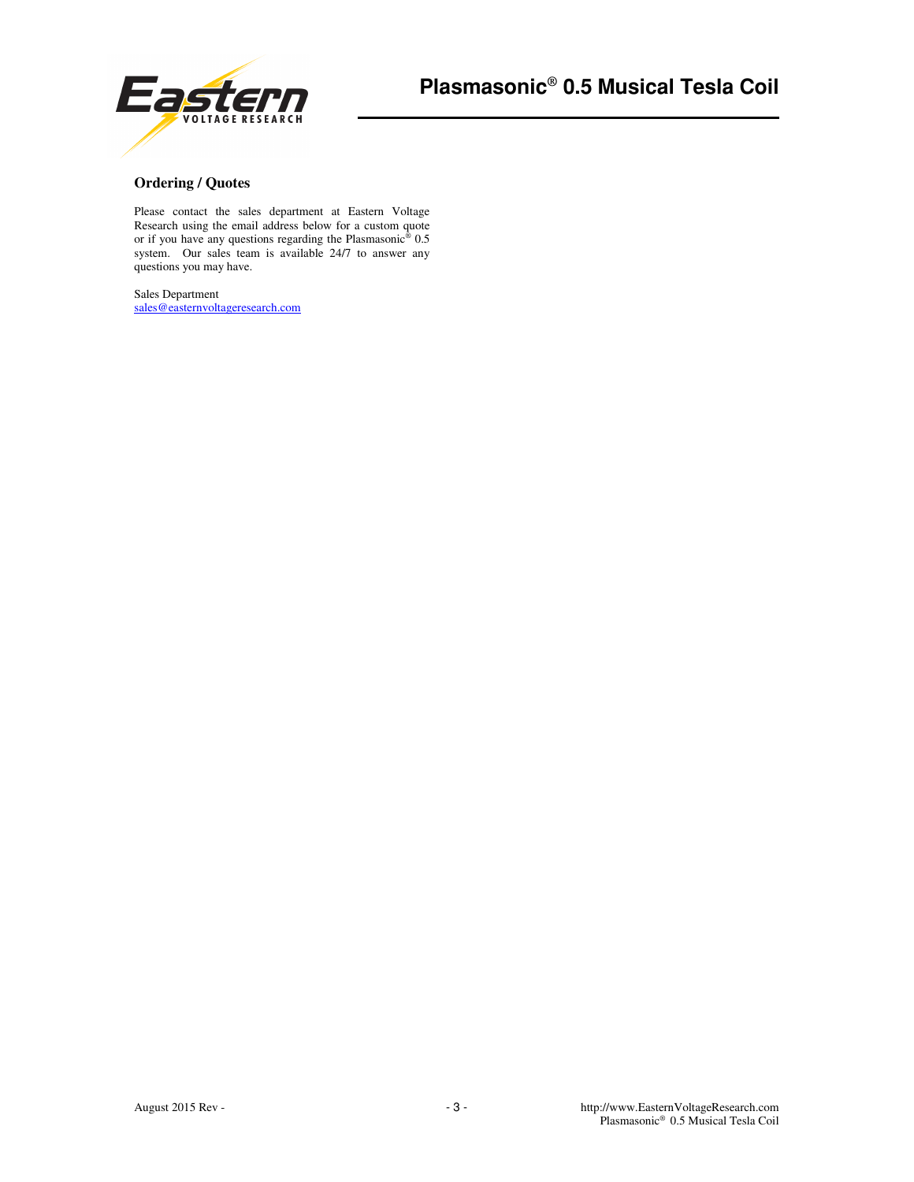## Ordering / Quotes

Please contact the sales department at Eastern Voltage Research using the email address below for a custom quote or if you have any questions regarding the Plasmasonic® 0.5 system. Our sales team is available 24/7 to answer any questions you may have.

Sales Department
sales@easternvoltageresearch.com